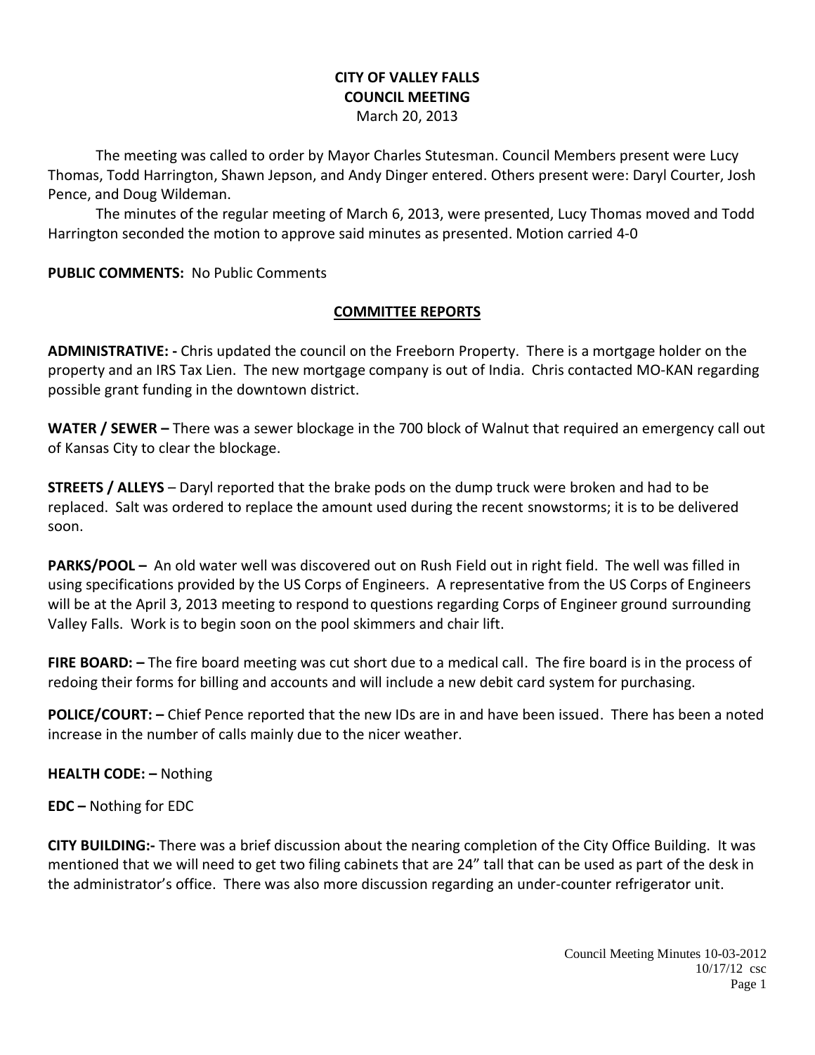# CITY OF VALLEY FALLS
## COUNCIL MEETING
March 20, 2013

The meeting was called to order by Mayor Charles Stutesman. Council Members present were Lucy Thomas, Todd Harrington, Shawn Jepson, and Andy Dinger entered. Others present were: Daryl Courter, Josh Pence, and Doug Wildeman.

The minutes of the regular meeting of March 6, 2013, were presented, Lucy Thomas moved and Todd Harrington seconded the motion to approve said minutes as presented. Motion carried 4-0

**PUBLIC COMMENTS:** No Public Comments

## COMMITTEE REPORTS

**ADMINISTRATIVE: -** Chris updated the council on the Freeborn Property. There is a mortgage holder on the property and an IRS Tax Lien. The new mortgage company is out of India. Chris contacted MO-KAN regarding possible grant funding in the downtown district.

**WATER / SEWER –** There was a sewer blockage in the 700 block of Walnut that required an emergency call out of Kansas City to clear the blockage.

**STREETS / ALLEYS** – Daryl reported that the brake pods on the dump truck were broken and had to be replaced. Salt was ordered to replace the amount used during the recent snowstorms; it is to be delivered soon.

**PARKS/POOL –** An old water well was discovered out on Rush Field out in right field. The well was filled in using specifications provided by the US Corps of Engineers. A representative from the US Corps of Engineers will be at the April 3, 2013 meeting to respond to questions regarding Corps of Engineer ground surrounding Valley Falls. Work is to begin soon on the pool skimmers and chair lift.

**FIRE BOARD: –** The fire board meeting was cut short due to a medical call. The fire board is in the process of redoing their forms for billing and accounts and will include a new debit card system for purchasing.

**POLICE/COURT: –** Chief Pence reported that the new IDs are in and have been issued. There has been a noted increase in the number of calls mainly due to the nicer weather.

**HEALTH CODE: –** Nothing

**EDC –** Nothing for EDC

**CITY BUILDING:-** There was a brief discussion about the nearing completion of the City Office Building. It was mentioned that we will need to get two filing cabinets that are 24" tall that can be used as part of the desk in the administrator's office. There was also more discussion regarding an under-counter refrigerator unit.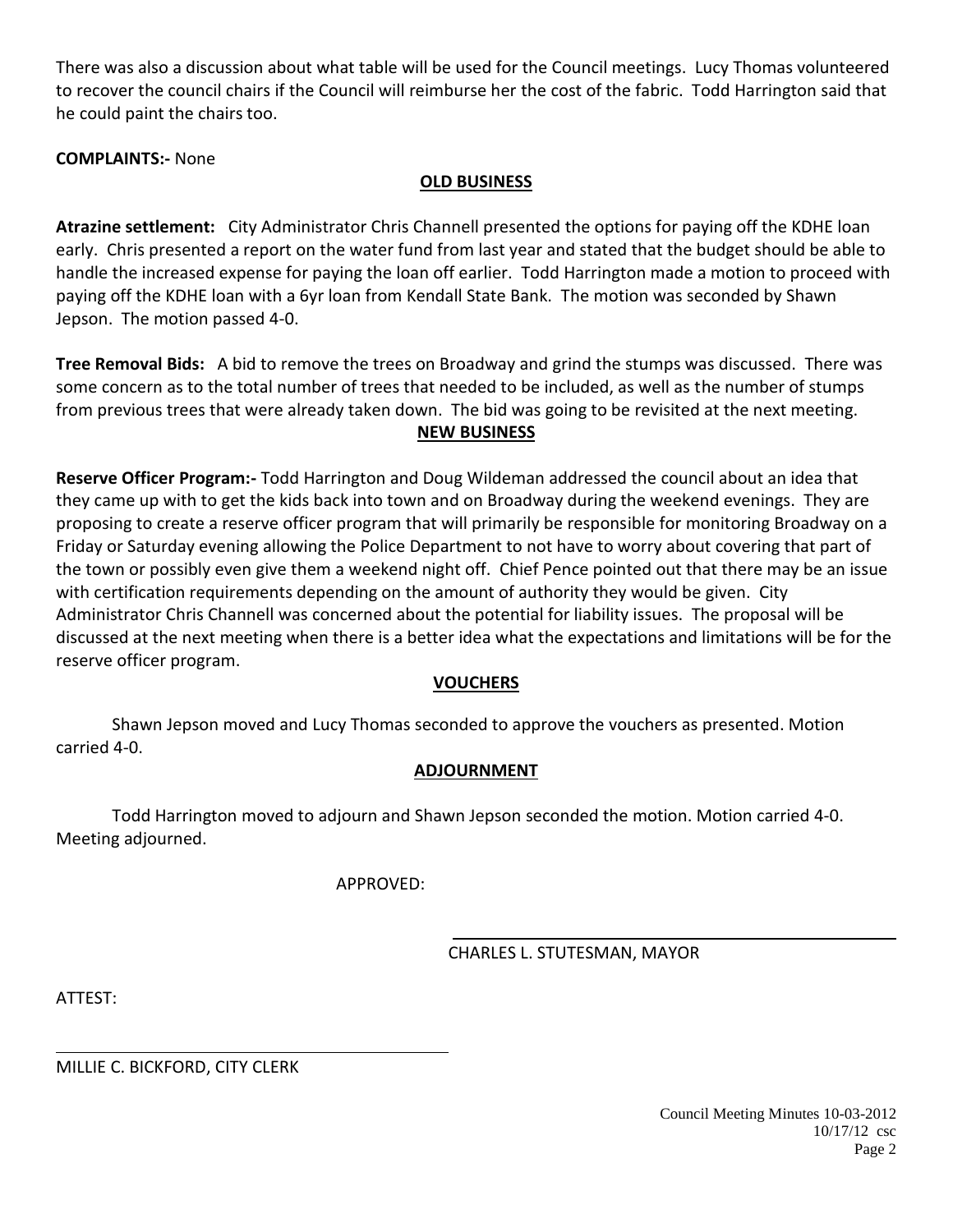There was also a discussion about what table will be used for the Council meetings. Lucy Thomas volunteered to recover the council chairs if the Council will reimburse her the cost of the fabric. Todd Harrington said that he could paint the chairs too.

**COMPLAINTS:-** None

## OLD BUSINESS

**Atrazine settlement:** City Administrator Chris Channell presented the options for paying off the KDHE loan early. Chris presented a report on the water fund from last year and stated that the budget should be able to handle the increased expense for paying the loan off earlier. Todd Harrington made a motion to proceed with paying off the KDHE loan with a 6yr loan from Kendall State Bank. The motion was seconded by Shawn Jepson. The motion passed 4-0.

**Tree Removal Bids:** A bid to remove the trees on Broadway and grind the stumps was discussed. There was some concern as to the total number of trees that needed to be included, as well as the number of stumps from previous trees that were already taken down. The bid was going to be revisited at the next meeting.

## NEW BUSINESS

**Reserve Officer Program:-** Todd Harrington and Doug Wildeman addressed the council about an idea that they came up with to get the kids back into town and on Broadway during the weekend evenings. They are proposing to create a reserve officer program that will primarily be responsible for monitoring Broadway on a Friday or Saturday evening allowing the Police Department to not have to worry about covering that part of the town or possibly even give them a weekend night off. Chief Pence pointed out that there may be an issue with certification requirements depending on the amount of authority they would be given. City Administrator Chris Channell was concerned about the potential for liability issues. The proposal will be discussed at the next meeting when there is a better idea what the expectations and limitations will be for the reserve officer program.

## VOUCHERS

Shawn Jepson moved and Lucy Thomas seconded to approve the vouchers as presented. Motion carried 4-0.

## ADJOURNMENT

Todd Harrington moved to adjourn and Shawn Jepson seconded the motion. Motion carried 4-0. Meeting adjourned.

APPROVED:

CHARLES L. STUTESMAN, MAYOR

ATTEST:

MILLIE C. BICKFORD, CITY CLERK

Council Meeting Minutes 10-03-2012
10/17/12 csc